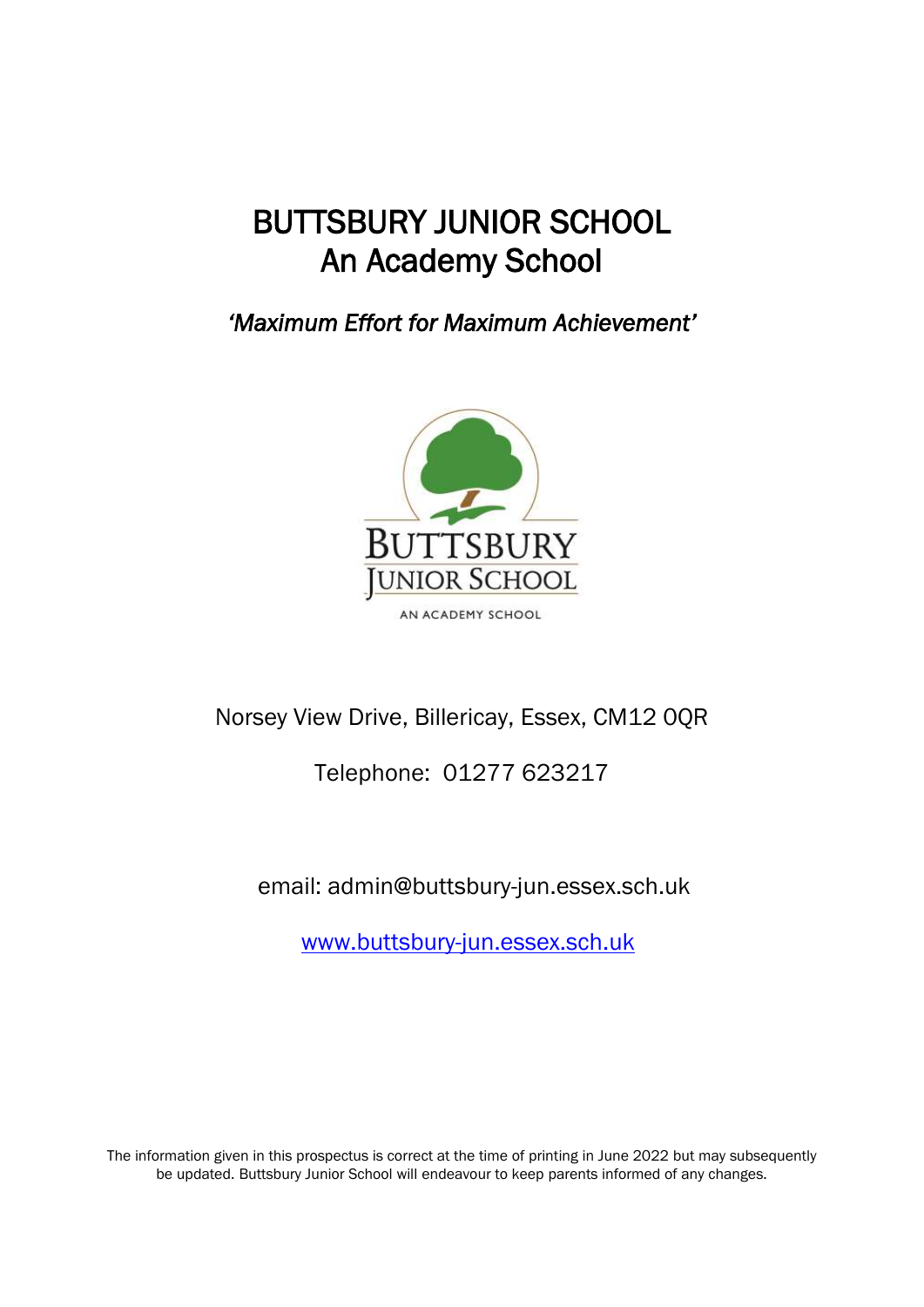# BUTTSBURY JUNIOR SCHOOL
# An Academy School

***'Maximum Effort for Maximum Achievement'***

Norsey View Drive, Billericay, Essex, CM12 0QR

Telephone: 01277 623217

email: admin@buttsbury-jun.essex.sch.uk

[www.buttsbury-jun.essex.sch.uk](http://www.buttsbury-jun.essex.sch.uk)

The information given in this prospectus is correct at the time of printing in June 2022 but may subsequently be updated. Buttsbury Junior School will endeavour to keep parents informed of any changes.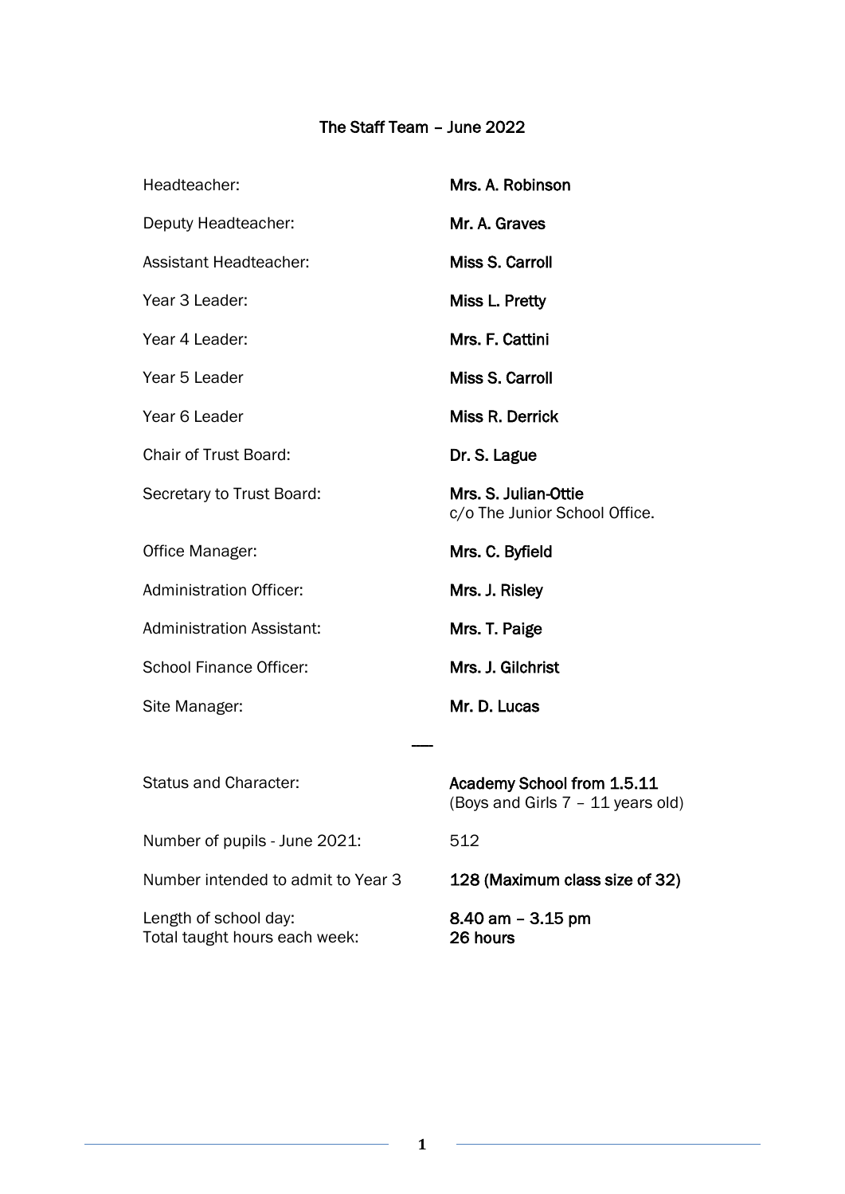## The Staff Team – June 2022

| | |
|---|---|
| Headteacher: | **Mrs. A. Robinson** |
| Deputy Headteacher: | **Mr. A. Graves** |
| Assistant Headteacher: | **Miss S. Carroll** |
| Year 3 Leader: | **Miss L. Pretty** |
| Year 4 Leader: | **Mrs. F. Cattini** |
| Year 5 Leader | **Miss S. Carroll** |
| Year 6 Leader | **Miss R. Derrick** |
| Chair of Trust Board: | **Dr. S. Lague** |
| Secretary to Trust Board: | **Mrs. S. Julian-Ottie**<br>c/o The Junior School Office. |
| Office Manager: | **Mrs. C. Byfield** |
| Administration Officer: | **Mrs. J. Risley** |
| Administration Assistant: | **Mrs. T. Paige** |
| School Finance Officer: | **Mrs. J. Gilchrist** |
| Site Manager: | **Mr. D. Lucas** |

---

| | |
|---|---|
| Status and Character: | **Academy School from 1.5.11**<br>(Boys and Girls 7 – 11 years old) |
| Number of pupils - June 2021: | 512 |
| Number intended to admit to Year 3 | **128 (Maximum class size of 32)** |
| Length of school day:<br>Total taught hours each week: | **8.40 am – 3.15 pm**<br>**26 hours** |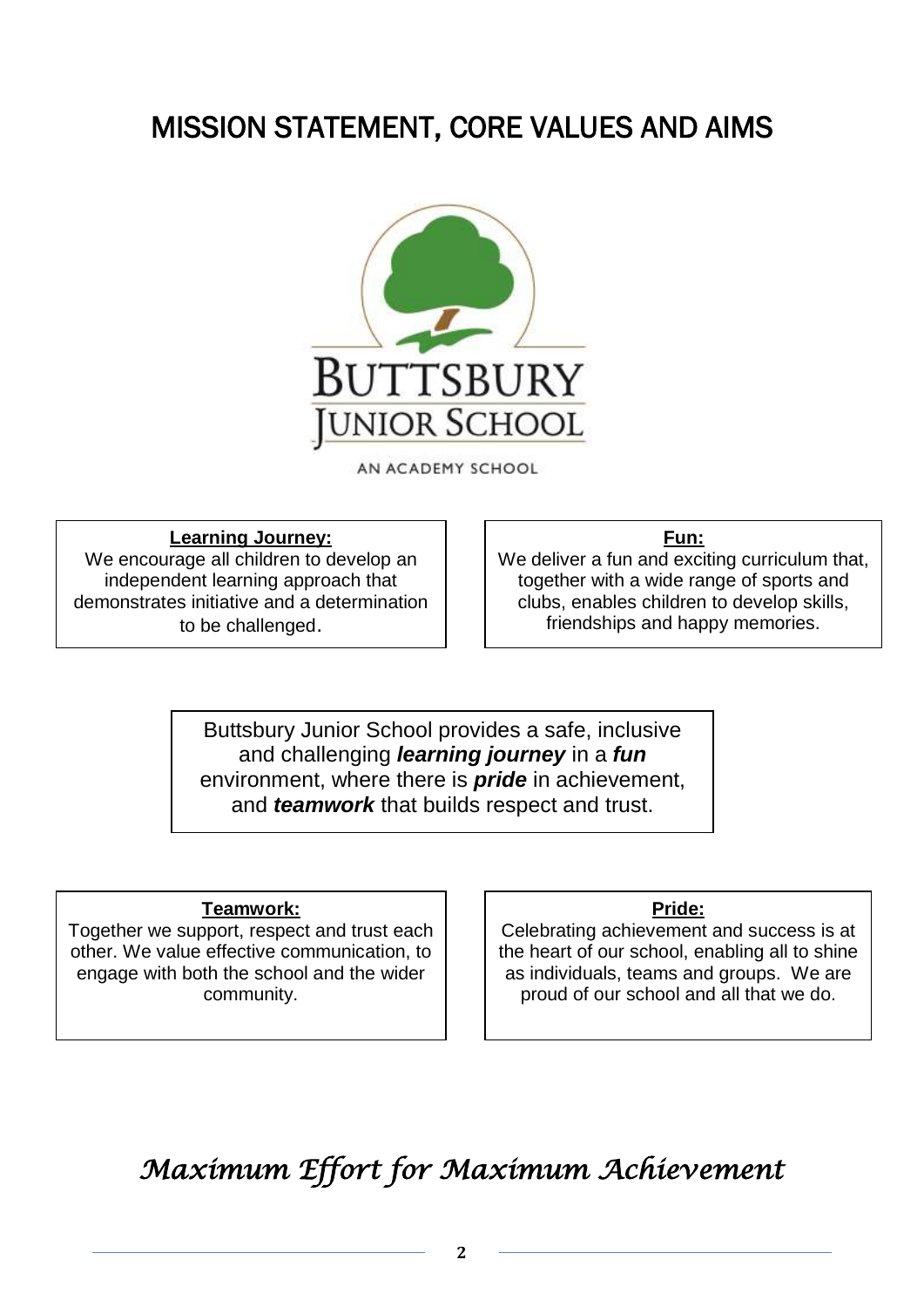# MISSION STATEMENT, CORE VALUES AND AIMS

BUTTSBURY JUNIOR SCHOOL

AN ACADEMY SCHOOL

**Learning Journey:**

We encourage all children to develop an independent learning approach that demonstrates initiative and a determination to be challenged.

**Fun:**

We deliver a fun and exciting curriculum that, together with a wide range of sports and clubs, enables children to develop skills, friendships and happy memories.

Buttsbury Junior School provides a safe, inclusive and challenging ***learning journey*** in a ***fun*** environment, where there is ***pride*** in achievement, and ***teamwork*** that builds respect and trust.

**Teamwork:**

Together we support, respect and trust each other. We value effective communication, to engage with both the school and the wider community.

**Pride:**

Celebrating achievement and success is at the heart of our school, enabling all to shine as individuals, teams and groups. We are proud of our school and all that we do.

*Maximum Effort for Maximum Achievement*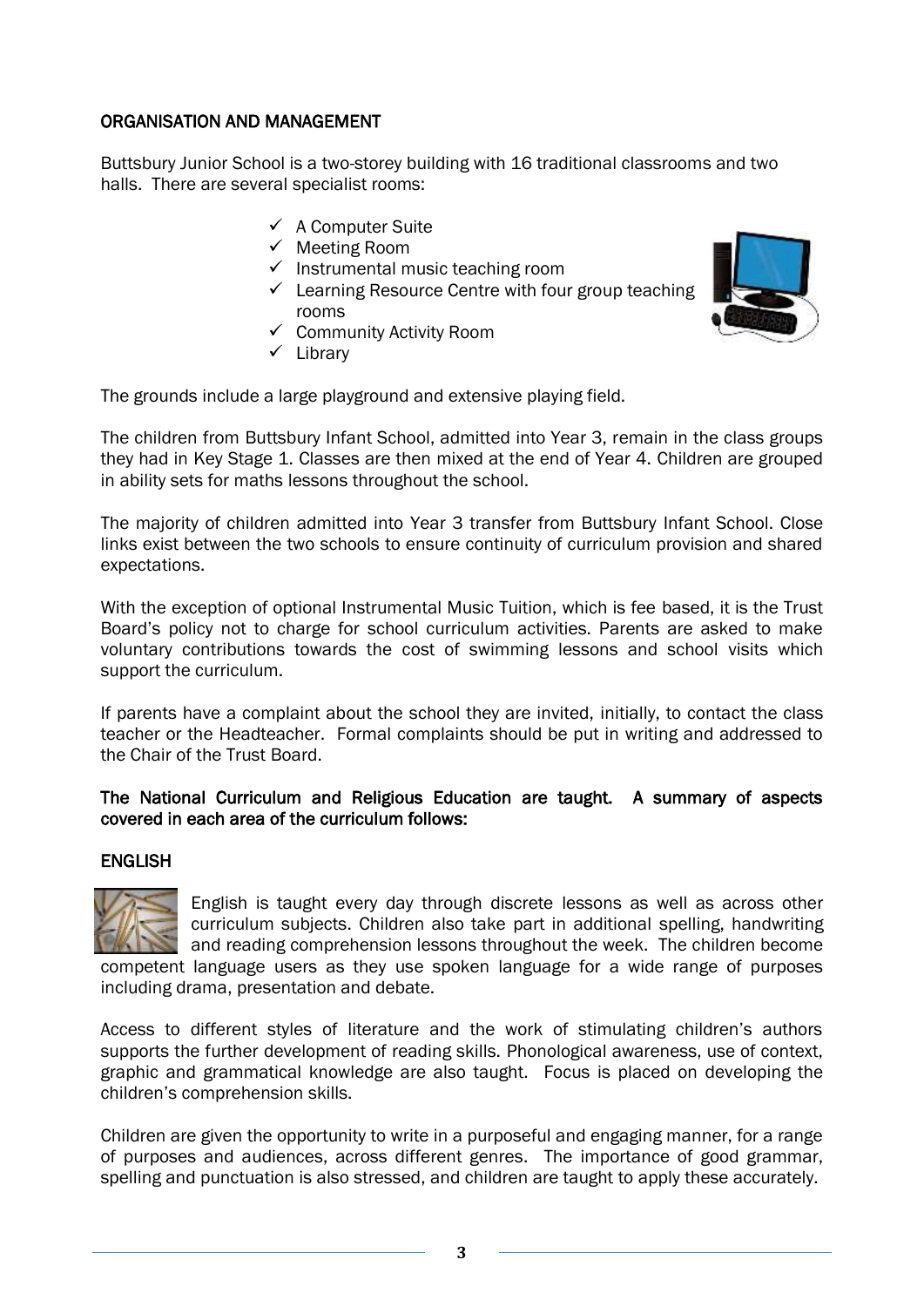## ORGANISATION AND MANAGEMENT

Buttsbury Junior School is a two-storey building with 16 traditional classrooms and two halls. There are several specialist rooms:

- ✓ A Computer Suite
- ✓ Meeting Room
- ✓ Instrumental music teaching room
- ✓ Learning Resource Centre with four group teaching rooms
- ✓ Community Activity Room
- ✓ Library

The grounds include a large playground and extensive playing field.

The children from Buttsbury Infant School, admitted into Year 3, remain in the class groups they had in Key Stage 1. Classes are then mixed at the end of Year 4. Children are grouped in ability sets for maths lessons throughout the school.

The majority of children admitted into Year 3 transfer from Buttsbury Infant School. Close links exist between the two schools to ensure continuity of curriculum provision and shared expectations.

With the exception of optional Instrumental Music Tuition, which is fee based, it is the Trust Board's policy not to charge for school curriculum activities. Parents are asked to make voluntary contributions towards the cost of swimming lessons and school visits which support the curriculum.

If parents have a complaint about the school they are invited, initially, to contact the class teacher or the Headteacher. Formal complaints should be put in writing and addressed to the Chair of the Trust Board.

**The National Curriculum and Religious Education are taught. A summary of aspects covered in each area of the curriculum follows:**

## ENGLISH

English is taught every day through discrete lessons as well as across other curriculum subjects. Children also take part in additional spelling, handwriting and reading comprehension lessons throughout the week. The children become competent language users as they use spoken language for a wide range of purposes including drama, presentation and debate.

Access to different styles of literature and the work of stimulating children's authors supports the further development of reading skills. Phonological awareness, use of context, graphic and grammatical knowledge are also taught. Focus is placed on developing the children's comprehension skills.

Children are given the opportunity to write in a purposeful and engaging manner, for a range of purposes and audiences, across different genres. The importance of good grammar, spelling and punctuation is also stressed, and children are taught to apply these accurately.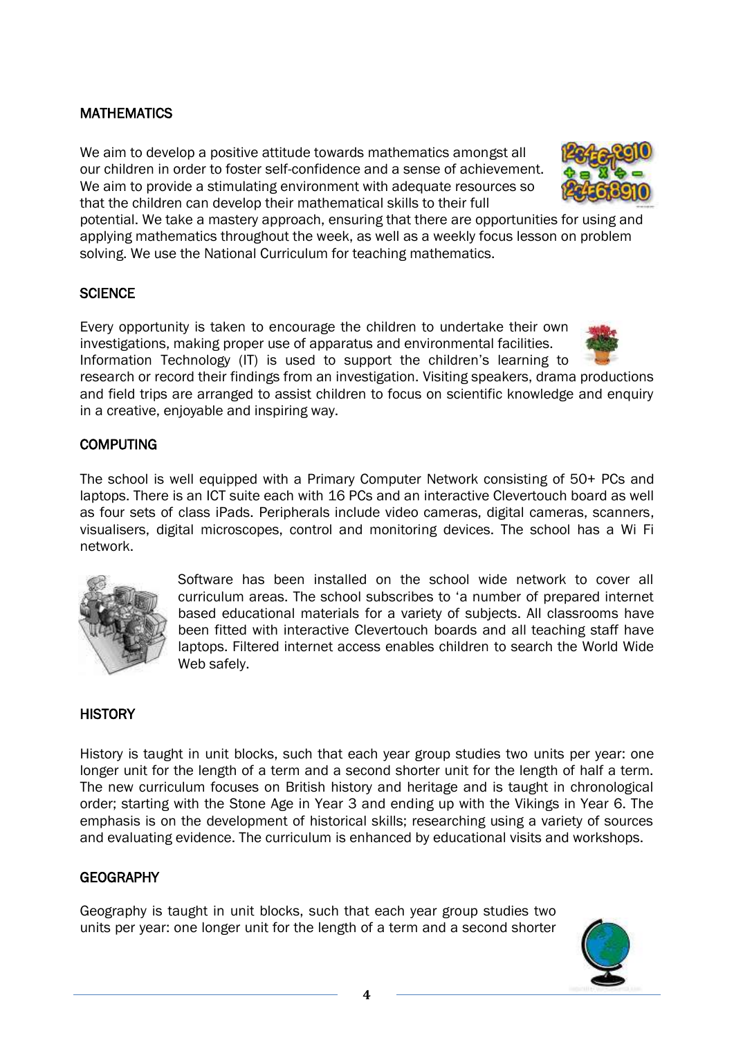## MATHEMATICS

We aim to develop a positive attitude towards mathematics amongst all our children in order to foster self-confidence and a sense of achievement. We aim to provide a stimulating environment with adequate resources so that the children can develop their mathematical skills to their full potential. We take a mastery approach, ensuring that there are opportunities for using and applying mathematics throughout the week, as well as a weekly focus lesson on problem solving. We use the National Curriculum for teaching mathematics.

## SCIENCE

Every opportunity is taken to encourage the children to undertake their own investigations, making proper use of apparatus and environmental facilities. Information Technology (IT) is used to support the children's learning to research or record their findings from an investigation. Visiting speakers, drama productions and field trips are arranged to assist children to focus on scientific knowledge and enquiry in a creative, enjoyable and inspiring way.

## COMPUTING

The school is well equipped with a Primary Computer Network consisting of 50+ PCs and laptops. There is an ICT suite each with 16 PCs and an interactive Clevertouch board as well as four sets of class iPads. Peripherals include video cameras, digital cameras, scanners, visualisers, digital microscopes, control and monitoring devices. The school has a Wi Fi network.

Software has been installed on the school wide network to cover all curriculum areas. The school subscribes to 'a number of prepared internet based educational materials for a variety of subjects. All classrooms have been fitted with interactive Clevertouch boards and all teaching staff have laptops. Filtered internet access enables children to search the World Wide Web safely.

## HISTORY

History is taught in unit blocks, such that each year group studies two units per year: one longer unit for the length of a term and a second shorter unit for the length of half a term. The new curriculum focuses on British history and heritage and is taught in chronological order; starting with the Stone Age in Year 3 and ending up with the Vikings in Year 6. The emphasis is on the development of historical skills; researching using a variety of sources and evaluating evidence. The curriculum is enhanced by educational visits and workshops.

## GEOGRAPHY

Geography is taught in unit blocks, such that each year group studies two units per year: one longer unit for the length of a term and a second shorter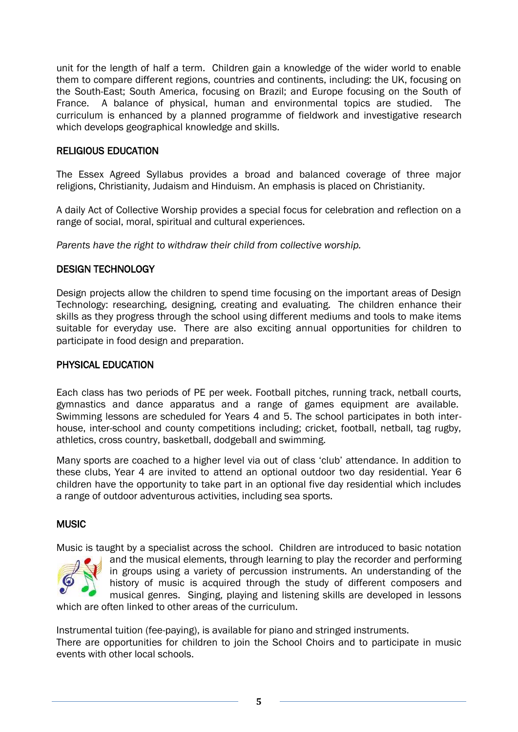unit for the length of half a term. Children gain a knowledge of the wider world to enable them to compare different regions, countries and continents, including: the UK, focusing on the South-East; South America, focusing on Brazil; and Europe focusing on the South of France. A balance of physical, human and environmental topics are studied. The curriculum is enhanced by a planned programme of fieldwork and investigative research which develops geographical knowledge and skills.

## RELIGIOUS EDUCATION

The Essex Agreed Syllabus provides a broad and balanced coverage of three major religions, Christianity, Judaism and Hinduism. An emphasis is placed on Christianity.

A daily Act of Collective Worship provides a special focus for celebration and reflection on a range of social, moral, spiritual and cultural experiences.

*Parents have the right to withdraw their child from collective worship.*

## DESIGN TECHNOLOGY

Design projects allow the children to spend time focusing on the important areas of Design Technology: researching, designing, creating and evaluating. The children enhance their skills as they progress through the school using different mediums and tools to make items suitable for everyday use. There are also exciting annual opportunities for children to participate in food design and preparation.

## PHYSICAL EDUCATION

Each class has two periods of PE per week. Football pitches, running track, netball courts, gymnastics and dance apparatus and a range of games equipment are available. Swimming lessons are scheduled for Years 4 and 5. The school participates in both inter-house, inter-school and county competitions including; cricket, football, netball, tag rugby, athletics, cross country, basketball, dodgeball and swimming.

Many sports are coached to a higher level via out of class 'club' attendance. In addition to these clubs, Year 4 are invited to attend an optional outdoor two day residential. Year 6 children have the opportunity to take part in an optional five day residential which includes a range of outdoor adventurous activities, including sea sports.

## MUSIC

Music is taught by a specialist across the school. Children are introduced to basic notation and the musical elements, through learning to play the recorder and performing in groups using a variety of percussion instruments. An understanding of the history of music is acquired through the study of different composers and musical genres. Singing, playing and listening skills are developed in lessons which are often linked to other areas of the curriculum.

Instrumental tuition (fee-paying), is available for piano and stringed instruments.
There are opportunities for children to join the School Choirs and to participate in music events with other local schools.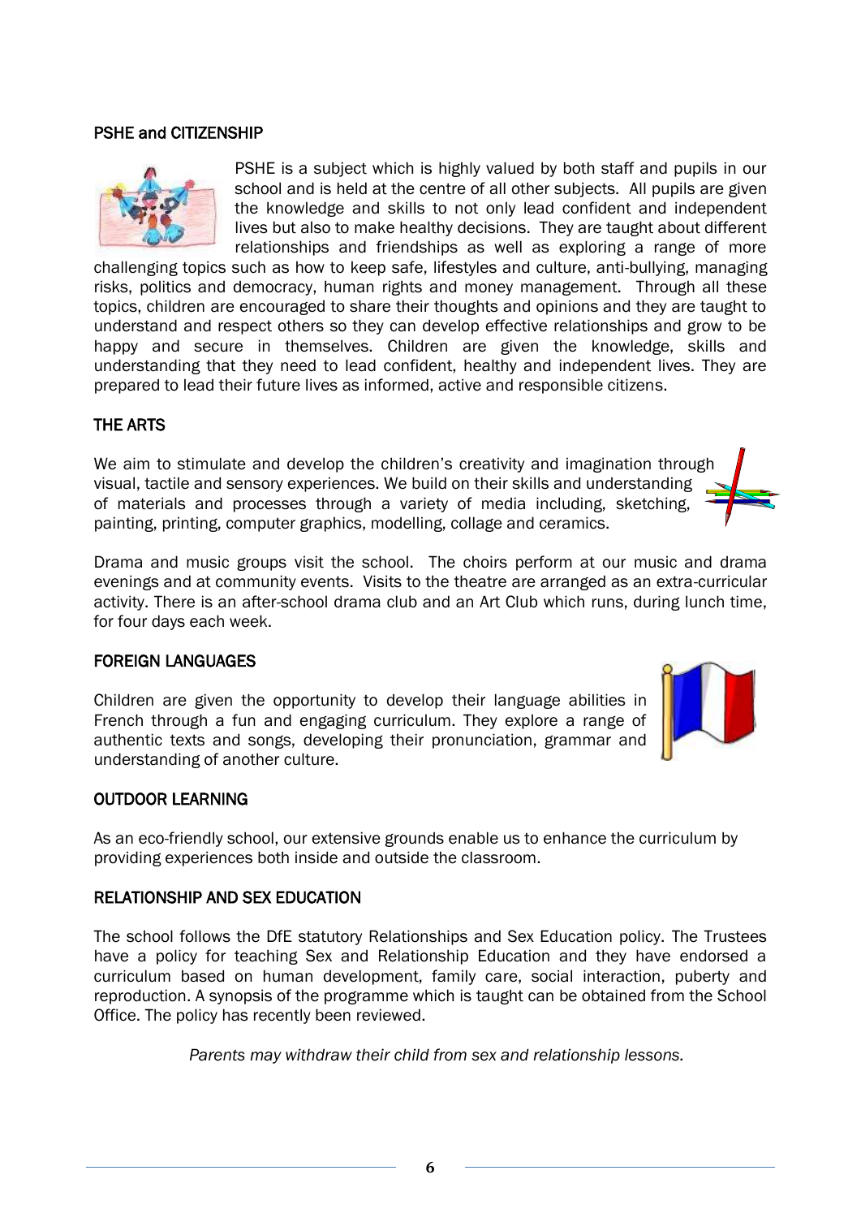## PSHE and CITIZENSHIP

PSHE is a subject which is highly valued by both staff and pupils in our school and is held at the centre of all other subjects. All pupils are given the knowledge and skills to not only lead confident and independent lives but also to make healthy decisions. They are taught about different relationships and friendships as well as exploring a range of more challenging topics such as how to keep safe, lifestyles and culture, anti-bullying, managing risks, politics and democracy, human rights and money management. Through all these topics, children are encouraged to share their thoughts and opinions and they are taught to understand and respect others so they can develop effective relationships and grow to be happy and secure in themselves. Children are given the knowledge, skills and understanding that they need to lead confident, healthy and independent lives. They are prepared to lead their future lives as informed, active and responsible citizens.

## THE ARTS

We aim to stimulate and develop the children's creativity and imagination through visual, tactile and sensory experiences. We build on their skills and understanding of materials and processes through a variety of media including, sketching, painting, printing, computer graphics, modelling, collage and ceramics.

Drama and music groups visit the school. The choirs perform at our music and drama evenings and at community events. Visits to the theatre are arranged as an extra-curricular activity. There is an after-school drama club and an Art Club which runs, during lunch time, for four days each week.

## FOREIGN LANGUAGES

Children are given the opportunity to develop their language abilities in French through a fun and engaging curriculum. They explore a range of authentic texts and songs, developing their pronunciation, grammar and understanding of another culture.

## OUTDOOR LEARNING

As an eco-friendly school, our extensive grounds enable us to enhance the curriculum by providing experiences both inside and outside the classroom.

## RELATIONSHIP AND SEX EDUCATION

The school follows the DfE statutory Relationships and Sex Education policy. The Trustees have a policy for teaching Sex and Relationship Education and they have endorsed a curriculum based on human development, family care, social interaction, puberty and reproduction. A synopsis of the programme which is taught can be obtained from the School Office. The policy has recently been reviewed.

*Parents may withdraw their child from sex and relationship lessons.*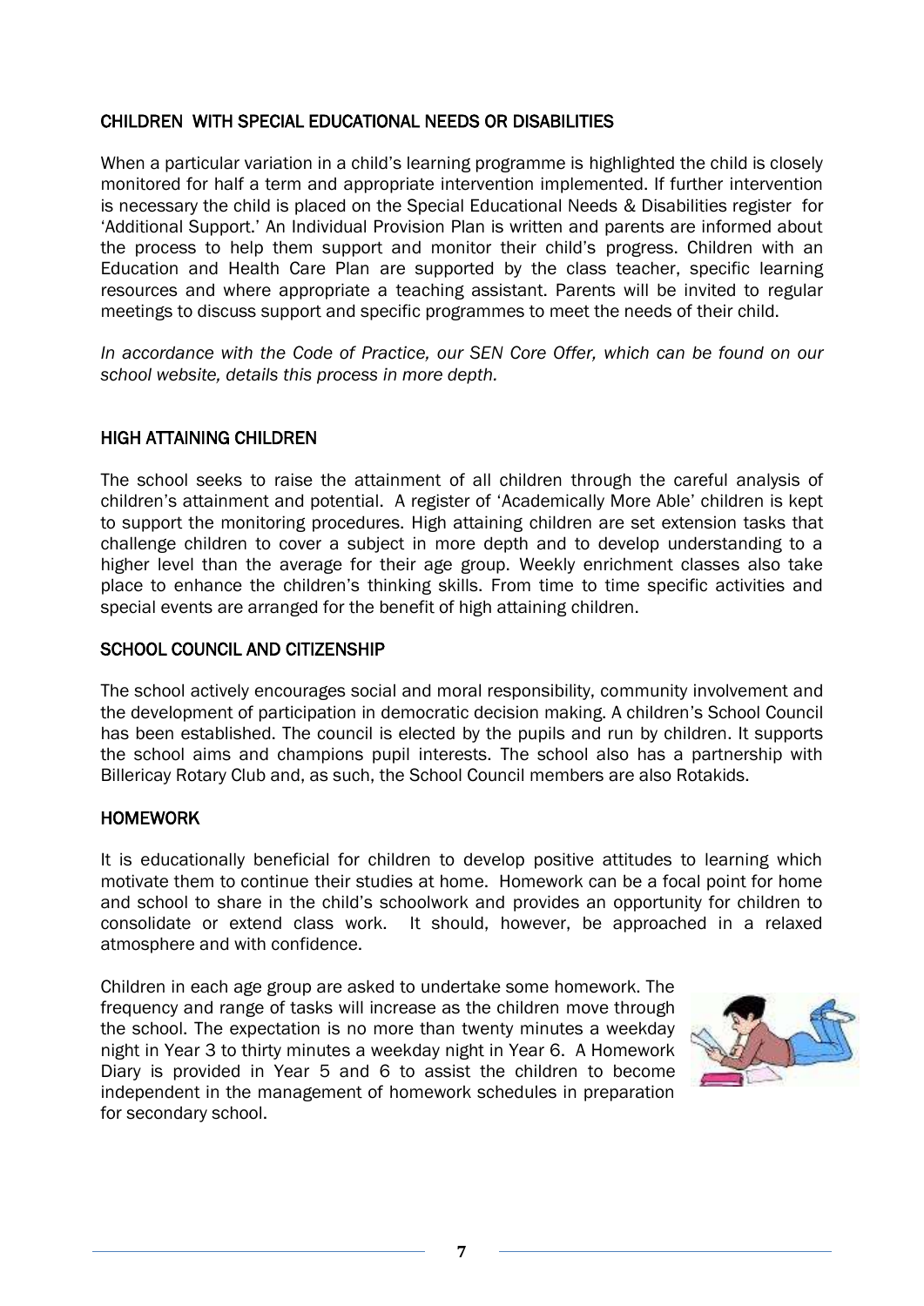## CHILDREN WITH SPECIAL EDUCATIONAL NEEDS OR DISABILITIES

When a particular variation in a child's learning programme is highlighted the child is closely monitored for half a term and appropriate intervention implemented. If further intervention is necessary the child is placed on the Special Educational Needs & Disabilities register for 'Additional Support.' An Individual Provision Plan is written and parents are informed about the process to help them support and monitor their child's progress. Children with an Education and Health Care Plan are supported by the class teacher, specific learning resources and where appropriate a teaching assistant. Parents will be invited to regular meetings to discuss support and specific programmes to meet the needs of their child.

*In accordance with the Code of Practice, our SEN Core Offer, which can be found on our school website, details this process in more depth.*

## HIGH ATTAINING CHILDREN

The school seeks to raise the attainment of all children through the careful analysis of children's attainment and potential. A register of 'Academically More Able' children is kept to support the monitoring procedures. High attaining children are set extension tasks that challenge children to cover a subject in more depth and to develop understanding to a higher level than the average for their age group. Weekly enrichment classes also take place to enhance the children's thinking skills. From time to time specific activities and special events are arranged for the benefit of high attaining children.

## SCHOOL COUNCIL AND CITIZENSHIP

The school actively encourages social and moral responsibility, community involvement and the development of participation in democratic decision making. A children's School Council has been established. The council is elected by the pupils and run by children. It supports the school aims and champions pupil interests. The school also has a partnership with Billericay Rotary Club and, as such, the School Council members are also Rotakids.

## HOMEWORK

It is educationally beneficial for children to develop positive attitudes to learning which motivate them to continue their studies at home. Homework can be a focal point for home and school to share in the child's schoolwork and provides an opportunity for children to consolidate or extend class work. It should, however, be approached in a relaxed atmosphere and with confidence.

Children in each age group are asked to undertake some homework. The frequency and range of tasks will increase as the children move through the school. The expectation is no more than twenty minutes a weekday night in Year 3 to thirty minutes a weekday night in Year 6. A Homework Diary is provided in Year 5 and 6 to assist the children to become independent in the management of homework schedules in preparation for secondary school.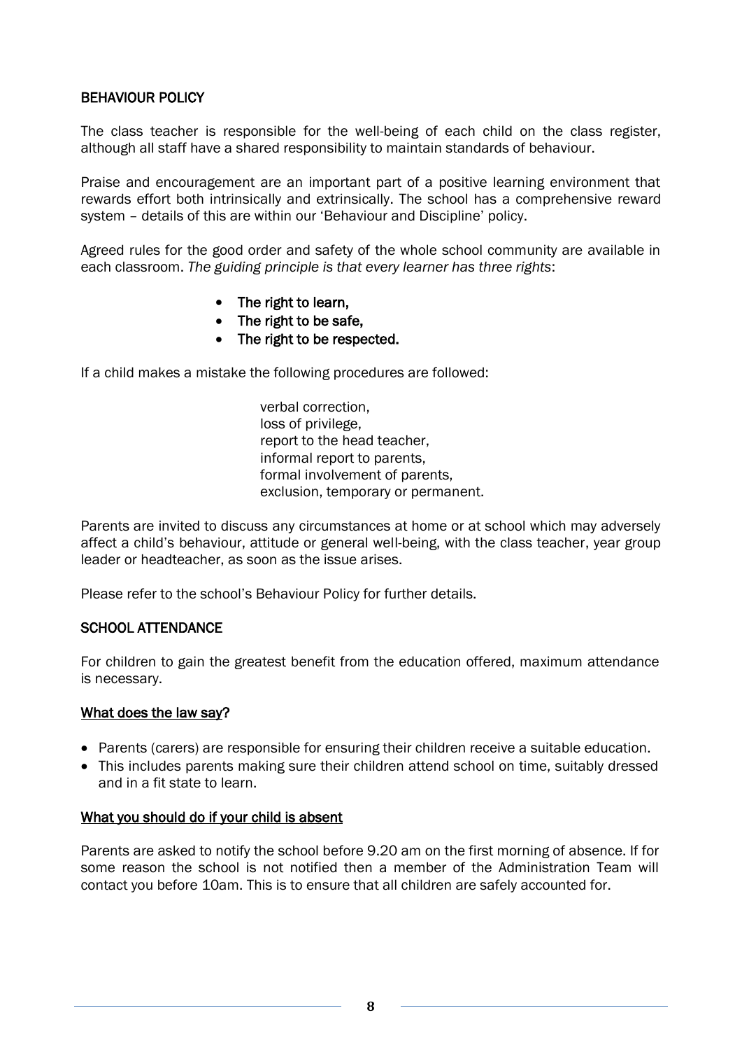## BEHAVIOUR POLICY

The class teacher is responsible for the well-being of each child on the class register, although all staff have a shared responsibility to maintain standards of behaviour.

Praise and encouragement are an important part of a positive learning environment that rewards effort both intrinsically and extrinsically. The school has a comprehensive reward system – details of this are within our 'Behaviour and Discipline' policy.

Agreed rules for the good order and safety of the whole school community are available in each classroom. *The guiding principle is that every learner has three rights*:

- The right to learn,
- The right to be safe,
- The right to be respected.

If a child makes a mistake the following procedures are followed:

verbal correction,
loss of privilege,
report to the head teacher,
informal report to parents,
formal involvement of parents,
exclusion, temporary or permanent.

Parents are invited to discuss any circumstances at home or at school which may adversely affect a child's behaviour, attitude or general well-being, with the class teacher, year group leader or headteacher, as soon as the issue arises.

Please refer to the school's Behaviour Policy for further details.

## SCHOOL ATTENDANCE

For children to gain the greatest benefit from the education offered, maximum attendance is necessary.

### What does the law say?

- Parents (carers) are responsible for ensuring their children receive a suitable education.
- This includes parents making sure their children attend school on time, suitably dressed and in a fit state to learn.

### What you should do if your child is absent

Parents are asked to notify the school before 9.20 am on the first morning of absence. If for some reason the school is not notified then a member of the Administration Team will contact you before 10am. This is to ensure that all children are safely accounted for.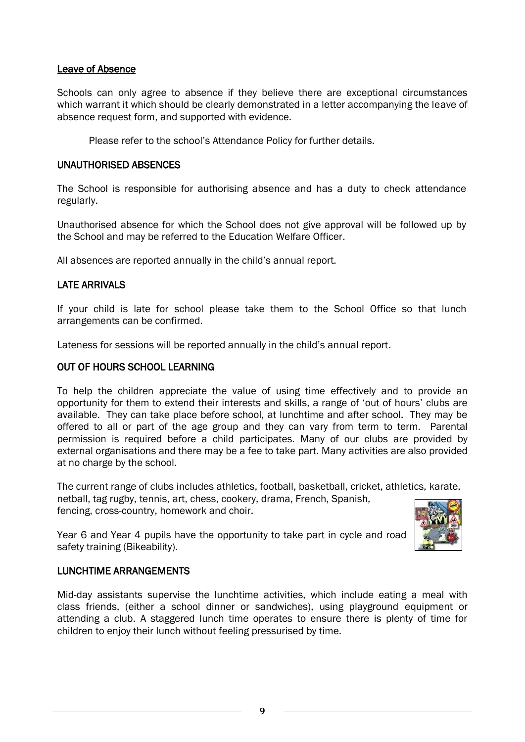## Leave of Absence

Schools can only agree to absence if they believe there are exceptional circumstances which warrant it which should be clearly demonstrated in a letter accompanying the leave of absence request form, and supported with evidence.

Please refer to the school's Attendance Policy for further details.

## UNAUTHORISED ABSENCES

The School is responsible for authorising absence and has a duty to check attendance regularly.

Unauthorised absence for which the School does not give approval will be followed up by the School and may be referred to the Education Welfare Officer.

All absences are reported annually in the child's annual report.

## LATE ARRIVALS

If your child is late for school please take them to the School Office so that lunch arrangements can be confirmed.

Lateness for sessions will be reported annually in the child's annual report.

## OUT OF HOURS SCHOOL LEARNING

To help the children appreciate the value of using time effectively and to provide an opportunity for them to extend their interests and skills, a range of 'out of hours' clubs are available. They can take place before school, at lunchtime and after school. They may be offered to all or part of the age group and they can vary from term to term. Parental permission is required before a child participates. Many of our clubs are provided by external organisations and there may be a fee to take part. Many activities are also provided at no charge by the school.

The current range of clubs includes athletics, football, basketball, cricket, athletics, karate, netball, tag rugby, tennis, art, chess, cookery, drama, French, Spanish, fencing, cross-country, homework and choir.

Year 6 and Year 4 pupils have the opportunity to take part in cycle and road safety training (Bikeability).

## LUNCHTIME ARRANGEMENTS

Mid-day assistants supervise the lunchtime activities, which include eating a meal with class friends, (either a school dinner or sandwiches), using playground equipment or attending a club. A staggered lunch time operates to ensure there is plenty of time for children to enjoy their lunch without feeling pressurised by time.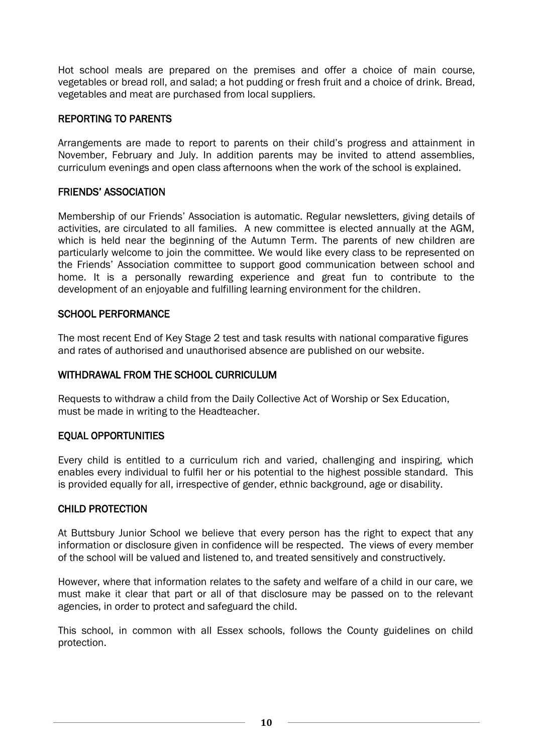Hot school meals are prepared on the premises and offer a choice of main course, vegetables or bread roll, and salad; a hot pudding or fresh fruit and a choice of drink. Bread, vegetables and meat are purchased from local suppliers.

## REPORTING TO PARENTS

Arrangements are made to report to parents on their child's progress and attainment in November, February and July. In addition parents may be invited to attend assemblies, curriculum evenings and open class afternoons when the work of the school is explained.

## FRIENDS' ASSOCIATION

Membership of our Friends' Association is automatic. Regular newsletters, giving details of activities, are circulated to all families. A new committee is elected annually at the AGM, which is held near the beginning of the Autumn Term. The parents of new children are particularly welcome to join the committee. We would like every class to be represented on the Friends' Association committee to support good communication between school and home. It is a personally rewarding experience and great fun to contribute to the development of an enjoyable and fulfilling learning environment for the children.

## SCHOOL PERFORMANCE

The most recent End of Key Stage 2 test and task results with national comparative figures and rates of authorised and unauthorised absence are published on our website.

## WITHDRAWAL FROM THE SCHOOL CURRICULUM

Requests to withdraw a child from the Daily Collective Act of Worship or Sex Education, must be made in writing to the Headteacher.

## EQUAL OPPORTUNITIES

Every child is entitled to a curriculum rich and varied, challenging and inspiring, which enables every individual to fulfil her or his potential to the highest possible standard. This is provided equally for all, irrespective of gender, ethnic background, age or disability.

## CHILD PROTECTION

At Buttsbury Junior School we believe that every person has the right to expect that any information or disclosure given in confidence will be respected. The views of every member of the school will be valued and listened to, and treated sensitively and constructively.

However, where that information relates to the safety and welfare of a child in our care, we must make it clear that part or all of that disclosure may be passed on to the relevant agencies, in order to protect and safeguard the child.

This school, in common with all Essex schools, follows the County guidelines on child protection.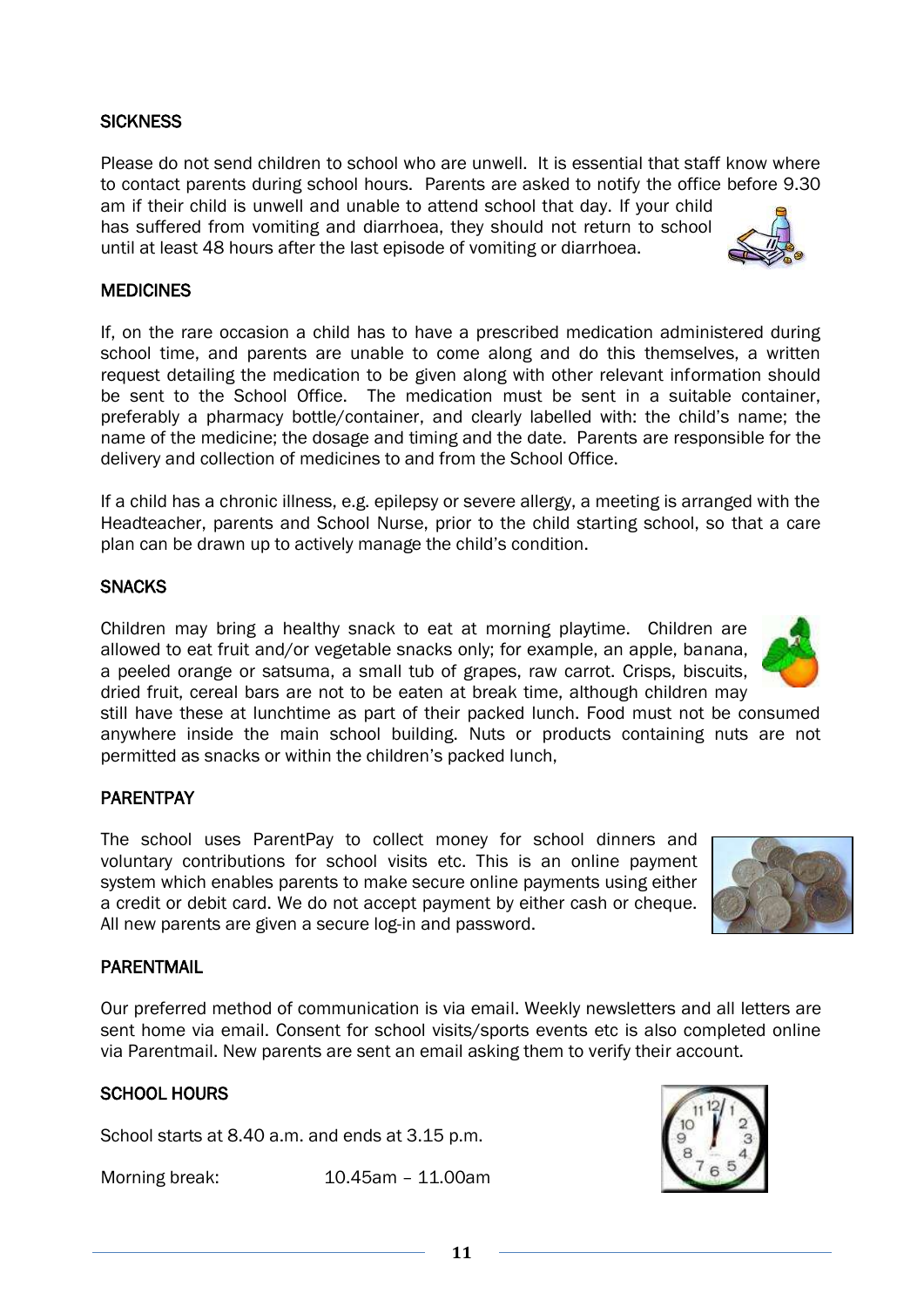## SICKNESS

Please do not send children to school who are unwell. It is essential that staff know where to contact parents during school hours. Parents are asked to notify the office before 9.30 am if their child is unwell and unable to attend school that day. If your child has suffered from vomiting and diarrhoea, they should not return to school until at least 48 hours after the last episode of vomiting or diarrhoea.

## MEDICINES

If, on the rare occasion a child has to have a prescribed medication administered during school time, and parents are unable to come along and do this themselves, a written request detailing the medication to be given along with other relevant information should be sent to the School Office. The medication must be sent in a suitable container, preferably a pharmacy bottle/container, and clearly labelled with: the child's name; the name of the medicine; the dosage and timing and the date. Parents are responsible for the delivery and collection of medicines to and from the School Office.

If a child has a chronic illness, e.g. epilepsy or severe allergy, a meeting is arranged with the Headteacher, parents and School Nurse, prior to the child starting school, so that a care plan can be drawn up to actively manage the child's condition.

## SNACKS

Children may bring a healthy snack to eat at morning playtime. Children are allowed to eat fruit and/or vegetable snacks only; for example, an apple, banana, a peeled orange or satsuma, a small tub of grapes, raw carrot. Crisps, biscuits, dried fruit, cereal bars are not to be eaten at break time, although children may still have these at lunchtime as part of their packed lunch. Food must not be consumed anywhere inside the main school building. Nuts or products containing nuts are not permitted as snacks or within the children's packed lunch,

## PARENTPAY

The school uses ParentPay to collect money for school dinners and voluntary contributions for school visits etc. This is an online payment system which enables parents to make secure online payments using either a credit or debit card. We do not accept payment by either cash or cheque. All new parents are given a secure log-in and password.

## PARENTMAIL

Our preferred method of communication is via email. Weekly newsletters and all letters are sent home via email. Consent for school visits/sports events etc is also completed online via Parentmail. New parents are sent an email asking them to verify their account.

## SCHOOL HOURS

School starts at 8.40 a.m. and ends at 3.15 p.m.

Morning break: 10.45am – 11.00am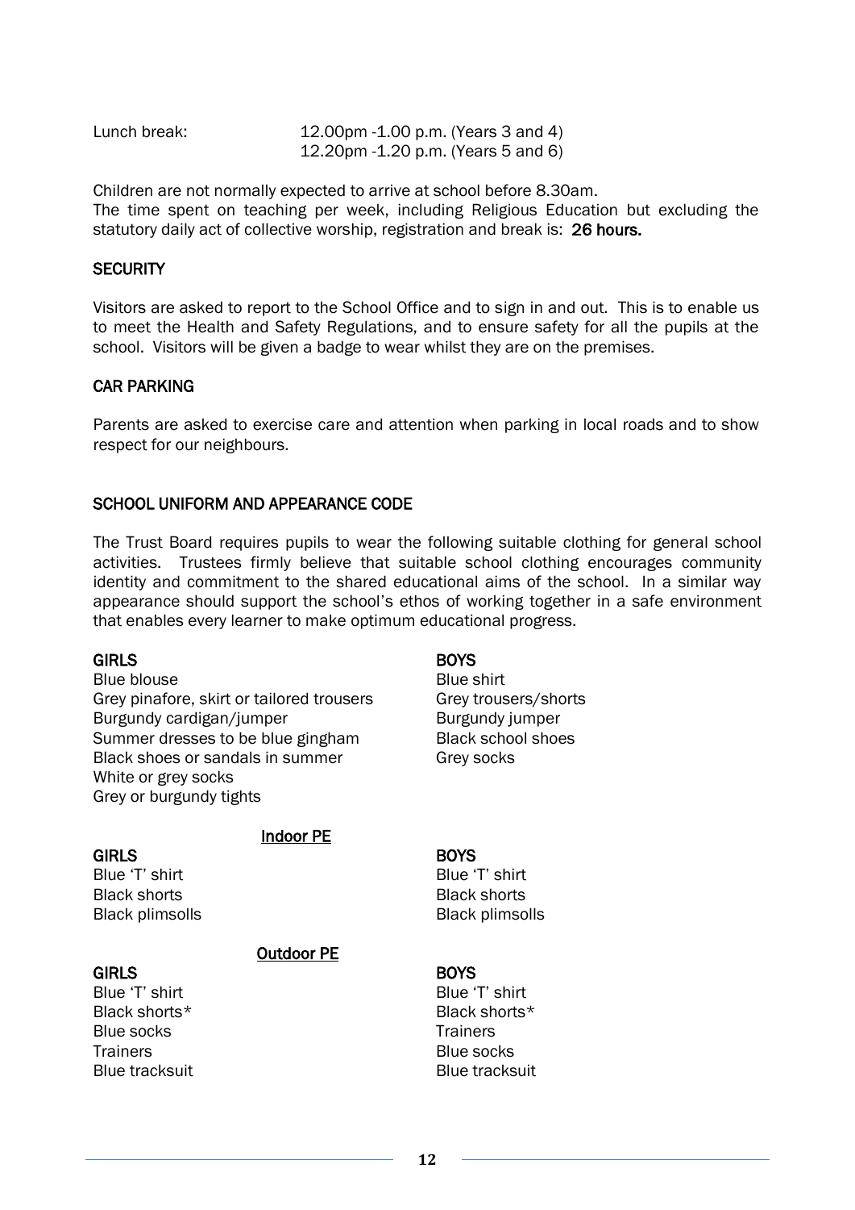Lunch break: 12.00pm -1.00 p.m. (Years 3 and 4)
12.20pm -1.20 p.m. (Years 5 and 6)

Children are not normally expected to arrive at school before 8.30am.
The time spent on teaching per week, including Religious Education but excluding the statutory daily act of collective worship, registration and break is: **26 hours.**

## SECURITY

Visitors are asked to report to the School Office and to sign in and out. This is to enable us to meet the Health and Safety Regulations, and to ensure safety for all the pupils at the school. Visitors will be given a badge to wear whilst they are on the premises.

## CAR PARKING

Parents are asked to exercise care and attention when parking in local roads and to show respect for our neighbours.

## SCHOOL UNIFORM AND APPEARANCE CODE

The Trust Board requires pupils to wear the following suitable clothing for general school activities. Trustees firmly believe that suitable school clothing encourages community identity and commitment to the shared educational aims of the school. In a similar way appearance should support the school's ethos of working together in a safe environment that enables every learner to make optimum educational progress.

| GIRLS | BOYS |
|---|---|
| Blue blouse | Blue shirt |
| Grey pinafore, skirt or tailored trousers | Grey trousers/shorts |
| Burgundy cardigan/jumper | Burgundy jumper |
| Summer dresses to be blue gingham | Black school shoes |
| Black shoes or sandals in summer | Grey socks |
| White or grey socks | |
| Grey or burgundy tights | |

### Indoor PE

| GIRLS | BOYS |
|---|---|
| Blue 'T' shirt | Blue 'T' shirt |
| Black shorts | Black shorts |
| Black plimsolls | Black plimsolls |

### Outdoor PE

| GIRLS | BOYS |
|---|---|
| Blue 'T' shirt | Blue 'T' shirt |
| Black shorts* | Black shorts* |
| Blue socks | Trainers |
| Trainers | Blue socks |
| Blue tracksuit | Blue tracksuit |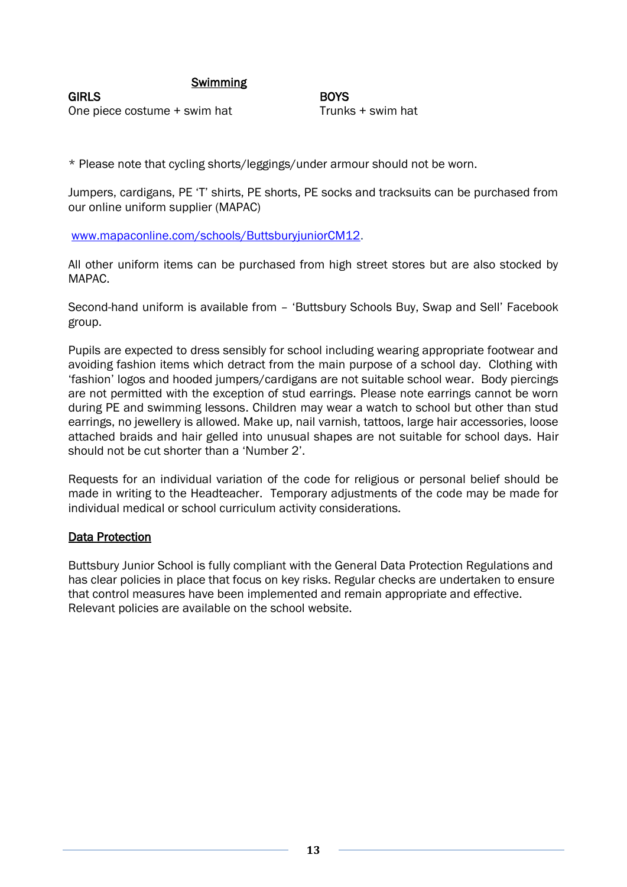<u>Swimming</u>

| GIRLS | BOYS |
|---|---|
| One piece costume + swim hat | Trunks + swim hat |

* Please note that cycling shorts/leggings/under armour should not be worn.

Jumpers, cardigans, PE 'T' shirts, PE shorts, PE socks and tracksuits can be purchased from our online uniform supplier (MAPAC)

[www.mapaconline.com/schools/ButtsburyjuniorCM12](www.mapaconline.com/schools/ButtsburyjuniorCM12).

All other uniform items can be purchased from high street stores but are also stocked by MAPAC.

Second-hand uniform is available from – 'Buttsbury Schools Buy, Swap and Sell' Facebook group.

Pupils are expected to dress sensibly for school including wearing appropriate footwear and avoiding fashion items which detract from the main purpose of a school day. Clothing with 'fashion' logos and hooded jumpers/cardigans are not suitable school wear. Body piercings are not permitted with the exception of stud earrings. Please note earrings cannot be worn during PE and swimming lessons. Children may wear a watch to school but other than stud earrings, no jewellery is allowed. Make up, nail varnish, tattoos, large hair accessories, loose attached braids and hair gelled into unusual shapes are not suitable for school days. Hair should not be cut shorter than a 'Number 2'.

Requests for an individual variation of the code for religious or personal belief should be made in writing to the Headteacher. Temporary adjustments of the code may be made for individual medical or school curriculum activity considerations.

## <u>Data Protection</u>

Buttsbury Junior School is fully compliant with the General Data Protection Regulations and has clear policies in place that focus on key risks. Regular checks are undertaken to ensure that control measures have been implemented and remain appropriate and effective. Relevant policies are available on the school website.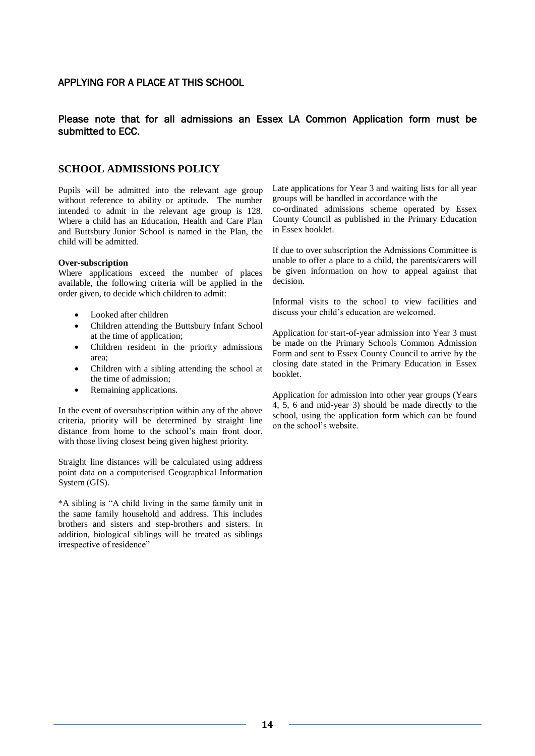## APPLYING FOR A PLACE AT THIS SCHOOL

### Please note that for all admissions an Essex LA Common Application form must be submitted to ECC.

## SCHOOL ADMISSIONS POLICY

Pupils will be admitted into the relevant age group without reference to ability or aptitude. The number intended to admit in the relevant age group is 128. Where a child has an Education, Health and Care Plan and Buttsbury Junior School is named in the Plan, the child will be admitted.

**Over-subscription**
Where applications exceed the number of places available, the following criteria will be applied in the order given, to decide which children to admit:

- Looked after children
- Children attending the Buttsbury Infant School at the time of application;
- Children resident in the priority admissions area;
- Children with a sibling attending the school at the time of admission;
- Remaining applications.

In the event of oversubscription within any of the above criteria, priority will be determined by straight line distance from home to the school's main front door, with those living closest being given highest priority.

Straight line distances will be calculated using address point data on a computerised Geographical Information System (GIS).

*A sibling is "A child living in the same family unit in the same family household and address. This includes brothers and sisters and step-brothers and sisters. In addition, biological siblings will be treated as siblings irrespective of residence"

Late applications for Year 3 and waiting lists for all year groups will be handled in accordance with the co-ordinated admissions scheme operated by Essex County Council as published in the Primary Education in Essex booklet.

If due to over subscription the Admissions Committee is unable to offer a place to a child, the parents/carers will be given information on how to appeal against that decision.

Informal visits to the school to view facilities and discuss your child's education are welcomed.

Application for start-of-year admission into Year 3 must be made on the Primary Schools Common Admission Form and sent to Essex County Council to arrive by the closing date stated in the Primary Education in Essex booklet.

Application for admission into other year groups (Years 4, 5, 6 and mid-year 3) should be made directly to the school, using the application form which can be found on the school's website.